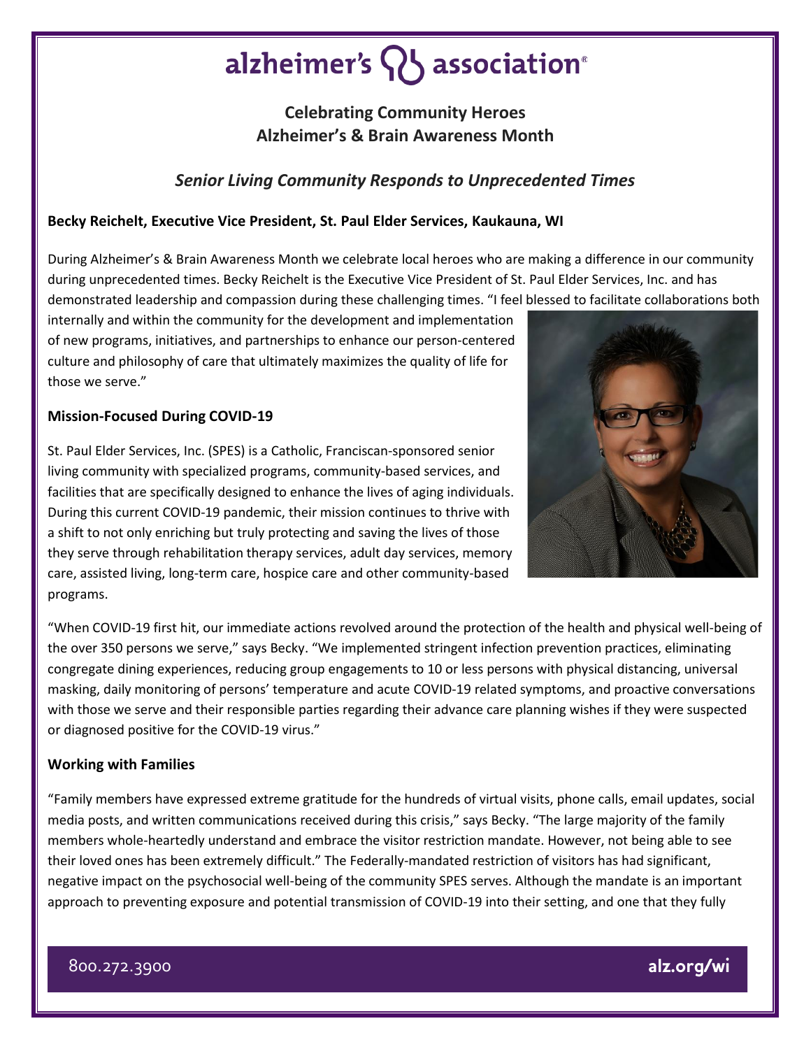# alzheimer's association

## Celebrating Community Heroes
## Alzheimer's & Brain Awareness Month

### *Senior Living Community Responds to Unprecedented Times*

**Becky Reichelt, Executive Vice President, St. Paul Elder Services, Kaukauna, WI**

During Alzheimer's & Brain Awareness Month we celebrate local heroes who are making a difference in our community during unprecedented times. Becky Reichelt is the Executive Vice President of St. Paul Elder Services, Inc. and has demonstrated leadership and compassion during these challenging times. "I feel blessed to facilitate collaborations both internally and within the community for the development and implementation of new programs, initiatives, and partnerships to enhance our person-centered culture and philosophy of care that ultimately maximizes the quality of life for those we serve."

**Mission-Focused During COVID-19**

St. Paul Elder Services, Inc. (SPES) is a Catholic, Franciscan-sponsored senior living community with specialized programs, community-based services, and facilities that are specifically designed to enhance the lives of aging individuals. During this current COVID-19 pandemic, their mission continues to thrive with a shift to not only enriching but truly protecting and saving the lives of those they serve through rehabilitation therapy services, adult day services, memory care, assisted living, long-term care, hospice care and other community-based programs.

"When COVID-19 first hit, our immediate actions revolved around the protection of the health and physical well-being of the over 350 persons we serve," says Becky. "We implemented stringent infection prevention practices, eliminating congregate dining experiences, reducing group engagements to 10 or less persons with physical distancing, universal masking, daily monitoring of persons' temperature and acute COVID-19 related symptoms, and proactive conversations with those we serve and their responsible parties regarding their advance care planning wishes if they were suspected or diagnosed positive for the COVID-19 virus."

**Working with Families**

"Family members have expressed extreme gratitude for the hundreds of virtual visits, phone calls, email updates, social media posts, and written communications received during this crisis," says Becky. "The large majority of the family members whole-heartedly understand and embrace the visitor restriction mandate. However, not being able to see their loved ones has been extremely difficult." The Federally-mandated restriction of visitors has had significant, negative impact on the psychosocial well-being of the community SPES serves. Although the mandate is an important approach to preventing exposure and potential transmission of COVID-19 into their setting, and one that they fully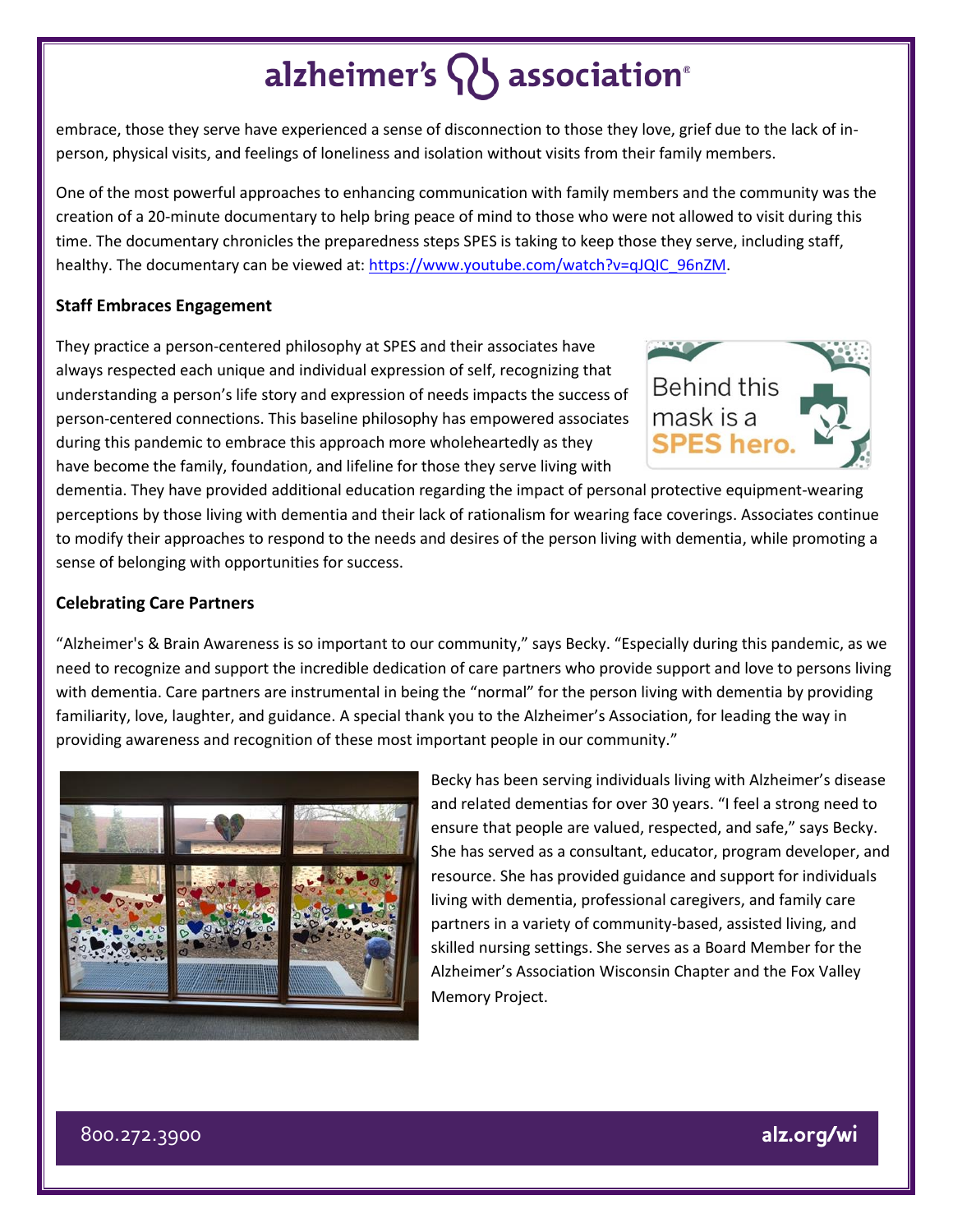embrace, those they serve have experienced a sense of disconnection to those they love, grief due to the lack of in-person, physical visits, and feelings of loneliness and isolation without visits from their family members.

One of the most powerful approaches to enhancing communication with family members and the community was the creation of a 20-minute documentary to help bring peace of mind to those who were not allowed to visit during this time. The documentary chronicles the preparedness steps SPES is taking to keep those they serve, including staff, healthy. The documentary can be viewed at: https://www.youtube.com/watch?v=qJQIC_96nZM.

**Staff Embraces Engagement**

They practice a person-centered philosophy at SPES and their associates have always respected each unique and individual expression of self, recognizing that understanding a person's life story and expression of needs impacts the success of person-centered connections. This baseline philosophy has empowered associates during this pandemic to embrace this approach more wholeheartedly as they have become the family, foundation, and lifeline for those they serve living with dementia. They have provided additional education regarding the impact of personal protective equipment-wearing perceptions by those living with dementia and their lack of rationalism for wearing face coverings. Associates continue to modify their approaches to respond to the needs and desires of the person living with dementia, while promoting a sense of belonging with opportunities for success.

**Celebrating Care Partners**

"Alzheimer's & Brain Awareness is so important to our community," says Becky. "Especially during this pandemic, as we need to recognize and support the incredible dedication of care partners who provide support and love to persons living with dementia. Care partners are instrumental in being the "normal" for the person living with dementia by providing familiarity, love, laughter, and guidance. A special thank you to the Alzheimer's Association, for leading the way in providing awareness and recognition of these most important people in our community."

Becky has been serving individuals living with Alzheimer's disease and related dementias for over 30 years. "I feel a strong need to ensure that people are valued, respected, and safe," says Becky. She has served as a consultant, educator, program developer, and resource. She has provided guidance and support for individuals living with dementia, professional caregivers, and family care partners in a variety of community-based, assisted living, and skilled nursing settings. She serves as a Board Member for the Alzheimer's Association Wisconsin Chapter and the Fox Valley Memory Project.